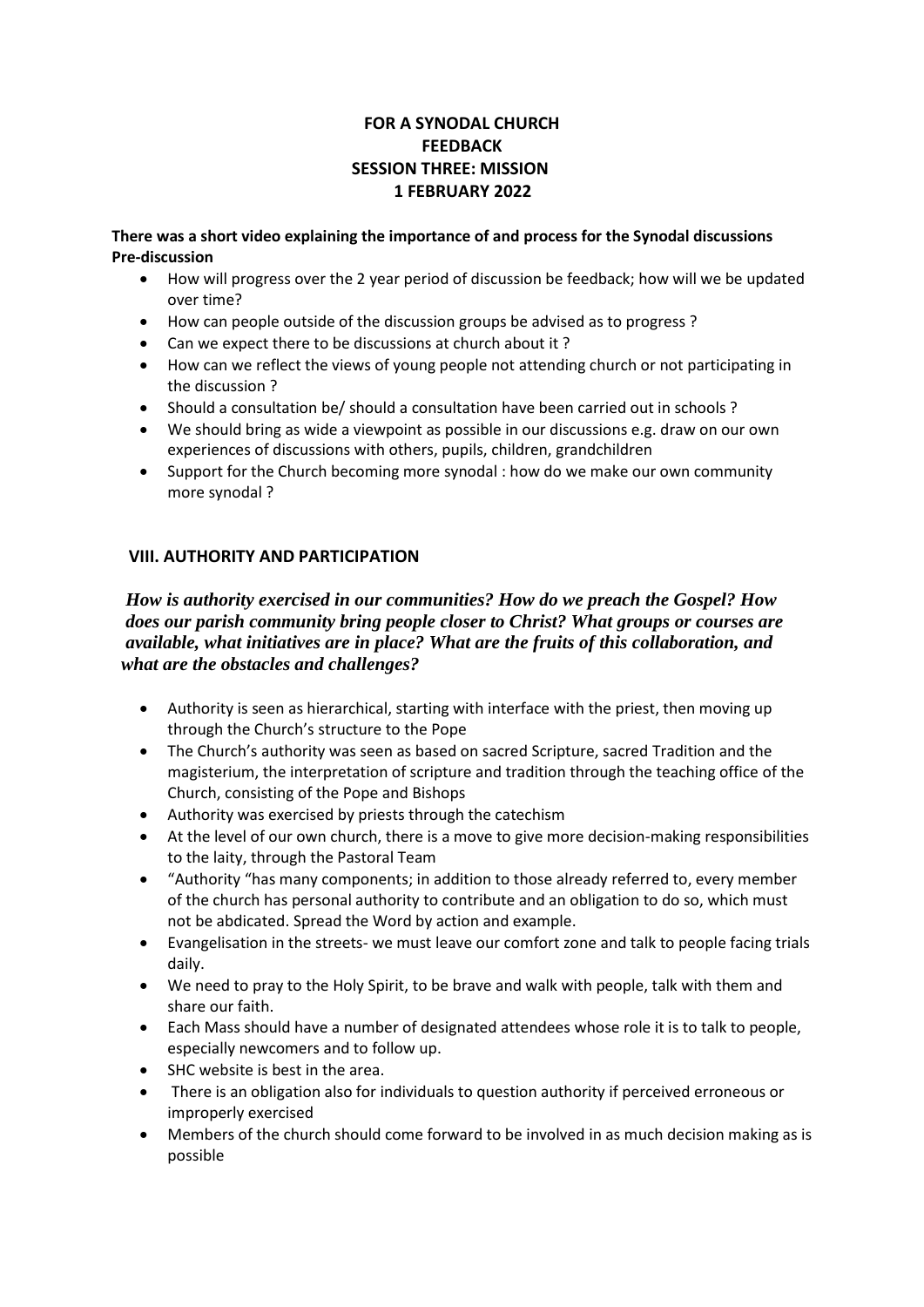# FOR A SYNODAL CHURCH
## FEEDBACK
## SESSION THREE: MISSION
## 1 FEBRUARY 2022

**There was a short video explaining the importance of and process for the Synodal discussions**
**Pre-discussion**

- How will progress over the 2 year period of discussion be feedback; how will we be updated over time?
- How can people outside of the discussion groups be advised as to progress ?
- Can we expect there to be discussions at church about it ?
- How can we reflect the views of young people not attending church or not participating in the discussion ?
- Should a consultation be/ should a consultation have been carried out in schools ?
- We should bring as wide a viewpoint as possible in our discussions e.g. draw on our own experiences of discussions with others, pupils, children, grandchildren
- Support for the Church becoming more synodal : how do we make our own community more synodal ?

## VIII. AUTHORITY AND PARTICIPATION

***How is authority exercised in our communities? How do we preach the Gospel? How does our parish community bring people closer to Christ? What groups or courses are available, what initiatives are in place? What are the fruits of this collaboration, and what are the obstacles and challenges?***

- Authority is seen as hierarchical, starting with interface with the priest, then moving up through the Church's structure to the Pope
- The Church's authority was seen as based on sacred Scripture, sacred Tradition and the magisterium, the interpretation of scripture and tradition through the teaching office of the Church, consisting of the Pope and Bishops
- Authority was exercised by priests through the catechism
- At the level of our own church, there is a move to give more decision-making responsibilities to the laity, through the Pastoral Team
- "Authority "has many components; in addition to those already referred to, every member of the church has personal authority to contribute and an obligation to do so, which must not be abdicated. Spread the Word by action and example.
- Evangelisation in the streets- we must leave our comfort zone and talk to people facing trials daily.
- We need to pray to the Holy Spirit, to be brave and walk with people, talk with them and share our faith.
- Each Mass should have a number of designated attendees whose role it is to talk to people, especially newcomers and to follow up.
- SHC website is best in the area.
- There is an obligation also for individuals to question authority if perceived erroneous or improperly exercised
- Members of the church should come forward to be involved in as much decision making as is possible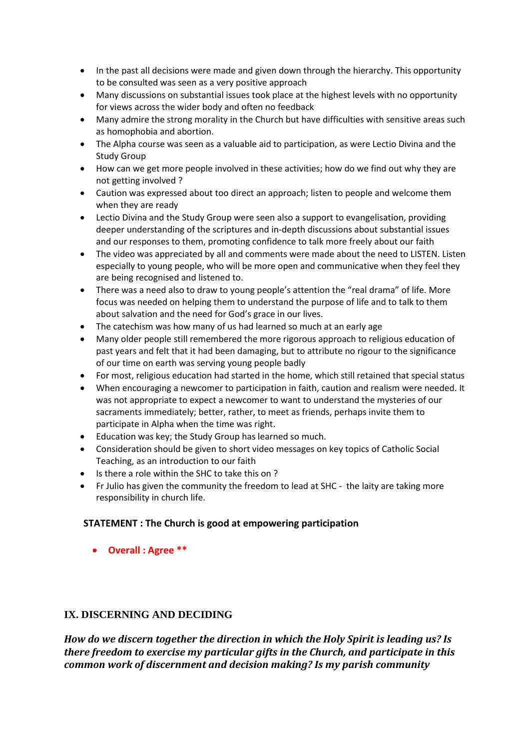- In the past all decisions were made and given down through the hierarchy. This opportunity to be consulted was seen as a very positive approach
- Many discussions on substantial issues took place at the highest levels with no opportunity for views across the wider body and often no feedback
- Many admire the strong morality in the Church but have difficulties with sensitive areas such as homophobia and abortion.
- The Alpha course was seen as a valuable aid to participation, as were Lectio Divina and the Study Group
- How can we get more people involved in these activities; how do we find out why they are not getting involved ?
- Caution was expressed about too direct an approach; listen to people and welcome them when they are ready
- Lectio Divina and the Study Group were seen also a support to evangelisation, providing deeper understanding of the scriptures and in-depth discussions about substantial issues and our responses to them, promoting confidence to talk more freely about our faith
- The video was appreciated by all and comments were made about the need to LISTEN. Listen especially to young people, who will be more open and communicative when they feel they are being recognised and listened to.
- There was a need also to draw to young people's attention the "real drama" of life. More focus was needed on helping them to understand the purpose of life and to talk to them about salvation and the need for God's grace in our lives.
- The catechism was how many of us had learned so much at an early age
- Many older people still remembered the more rigorous approach to religious education of past years and felt that it had been damaging, but to attribute no rigour to the significance of our time on earth was serving young people badly
- For most, religious education had started in the home, which still retained that special status
- When encouraging a newcomer to participation in faith, caution and realism were needed. It was not appropriate to expect a newcomer to want to understand the mysteries of our sacraments immediately; better, rather, to meet as friends, perhaps invite them to participate in Alpha when the time was right.
- Education was key; the Study Group has learned so much.
- Consideration should be given to short video messages on key topics of Catholic Social Teaching, as an introduction to our faith
- Is there a role within the SHC to take this on ?
- Fr Julio has given the community the freedom to lead at SHC - the laity are taking more responsibility in church life.

**STATEMENT : The Church is good at empowering participation**

- **Overall : Agree ****

## IX. DISCERNING AND DECIDING

***How do we discern together the direction in which the Holy Spirit is leading us? Is there freedom to exercise my particular gifts in the Church, and participate in this common work of discernment and decision making? Is my parish community***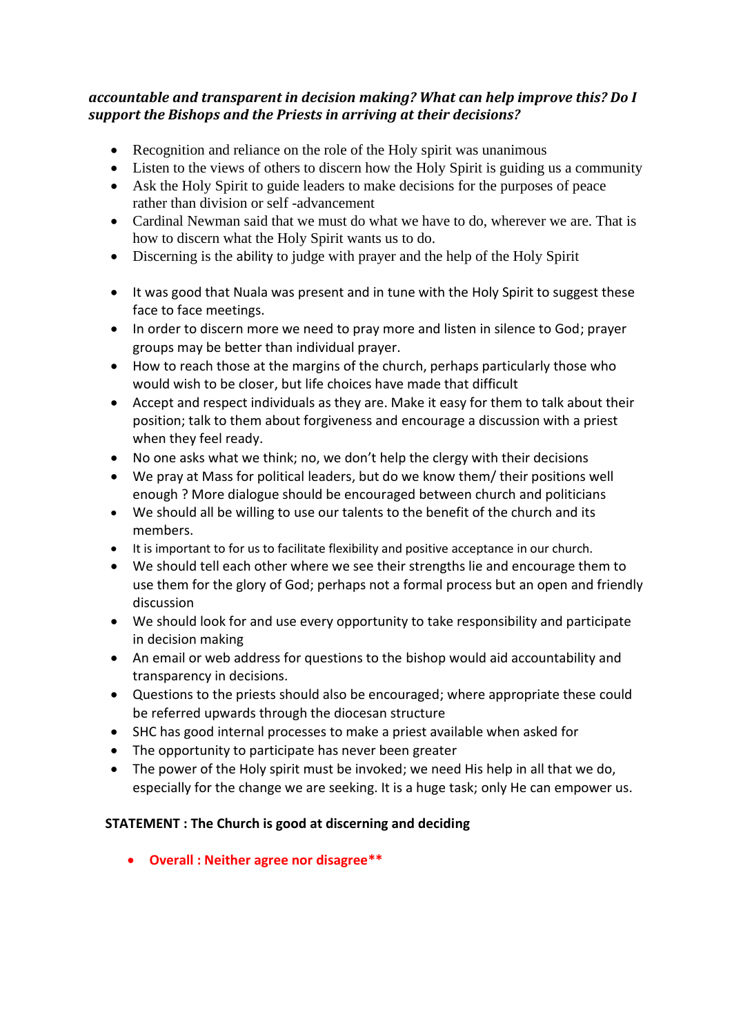***accountable and transparent in decision making? What can help improve this? Do I support the Bishops and the Priests in arriving at their decisions?***

- Recognition and reliance on the role of the Holy spirit was unanimous
- Listen to the views of others to discern how the Holy Spirit is guiding us a community
- Ask the Holy Spirit to guide leaders to make decisions for the purposes of peace rather than division or self -advancement
- Cardinal Newman said that we must do what we have to do, wherever we are. That is how to discern what the Holy Spirit wants us to do.
- Discerning is the ability to judge with prayer and the help of the Holy Spirit

- It was good that Nuala was present and in tune with the Holy Spirit to suggest these face to face meetings.
- In order to discern more we need to pray more and listen in silence to God; prayer groups may be better than individual prayer.
- How to reach those at the margins of the church, perhaps particularly those who would wish to be closer, but life choices have made that difficult
- Accept and respect individuals as they are. Make it easy for them to talk about their position; talk to them about forgiveness and encourage a discussion with a priest when they feel ready.
- No one asks what we think; no, we don't help the clergy with their decisions
- We pray at Mass for political leaders, but do we know them/ their positions well enough ? More dialogue should be encouraged between church and politicians
- We should all be willing to use our talents to the benefit of the church and its members.
- It is important to for us to facilitate flexibility and positive acceptance in our church.
- We should tell each other where we see their strengths lie and encourage them to use them for the glory of God; perhaps not a formal process but an open and friendly discussion
- We should look for and use every opportunity to take responsibility and participate in decision making
- An email or web address for questions to the bishop would aid accountability and transparency in decisions.
- Questions to the priests should also be encouraged; where appropriate these could be referred upwards through the diocesan structure
- SHC has good internal processes to make a priest available when asked for
- The opportunity to participate has never been greater
- The power of the Holy spirit must be invoked; we need His help in all that we do, especially for the change we are seeking. It is a huge task; only He can empower us.

**STATEMENT : The Church is good at discerning and deciding**

- **Overall : Neither agree nor disagree****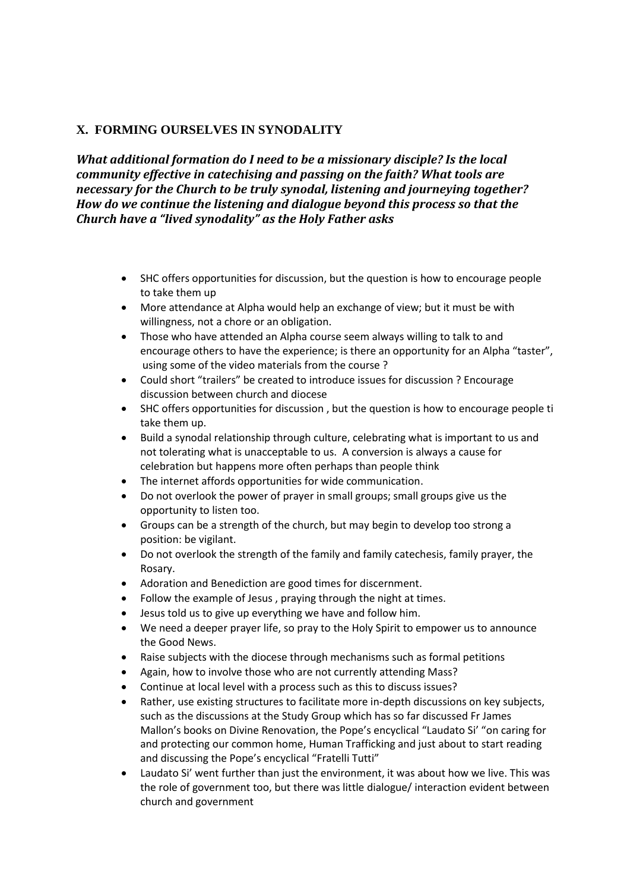## X. FORMING OURSELVES IN SYNODALITY

***What additional formation do I need to be a missionary disciple? Is the local community effective in catechising and passing on the faith? What tools are necessary for the Church to be truly synodal, listening and journeying together? How do we continue the listening and dialogue beyond this process so that the Church have a "lived synodality" as the Holy Father asks***

- SHC offers opportunities for discussion, but the question is how to encourage people to take them up
- More attendance at Alpha would help an exchange of view; but it must be with willingness, not a chore or an obligation.
- Those who have attended an Alpha course seem always willing to talk to and encourage others to have the experience; is there an opportunity for an Alpha "taster", using some of the video materials from the course ?
- Could short "trailers" be created to introduce issues for discussion ? Encourage discussion between church and diocese
- SHC offers opportunities for discussion , but the question is how to encourage people ti take them up.
- Build a synodal relationship through culture, celebrating what is important to us and not tolerating what is unacceptable to us. A conversion is always a cause for celebration but happens more often perhaps than people think
- The internet affords opportunities for wide communication.
- Do not overlook the power of prayer in small groups; small groups give us the opportunity to listen too.
- Groups can be a strength of the church, but may begin to develop too strong a position: be vigilant.
- Do not overlook the strength of the family and family catechesis, family prayer, the Rosary.
- Adoration and Benediction are good times for discernment.
- Follow the example of Jesus , praying through the night at times.
- Jesus told us to give up everything we have and follow him.
- We need a deeper prayer life, so pray to the Holy Spirit to empower us to announce the Good News.
- Raise subjects with the diocese through mechanisms such as formal petitions
- Again, how to involve those who are not currently attending Mass?
- Continue at local level with a process such as this to discuss issues?
- Rather, use existing structures to facilitate more in-depth discussions on key subjects, such as the discussions at the Study Group which has so far discussed Fr James Mallon's books on Divine Renovation, the Pope's encyclical "Laudato Si' "on caring for and protecting our common home, Human Trafficking and just about to start reading and discussing the Pope's encyclical "Fratelli Tutti"
- Laudato Si' went further than just the environment, it was about how we live. This was the role of government too, but there was little dialogue/ interaction evident between church and government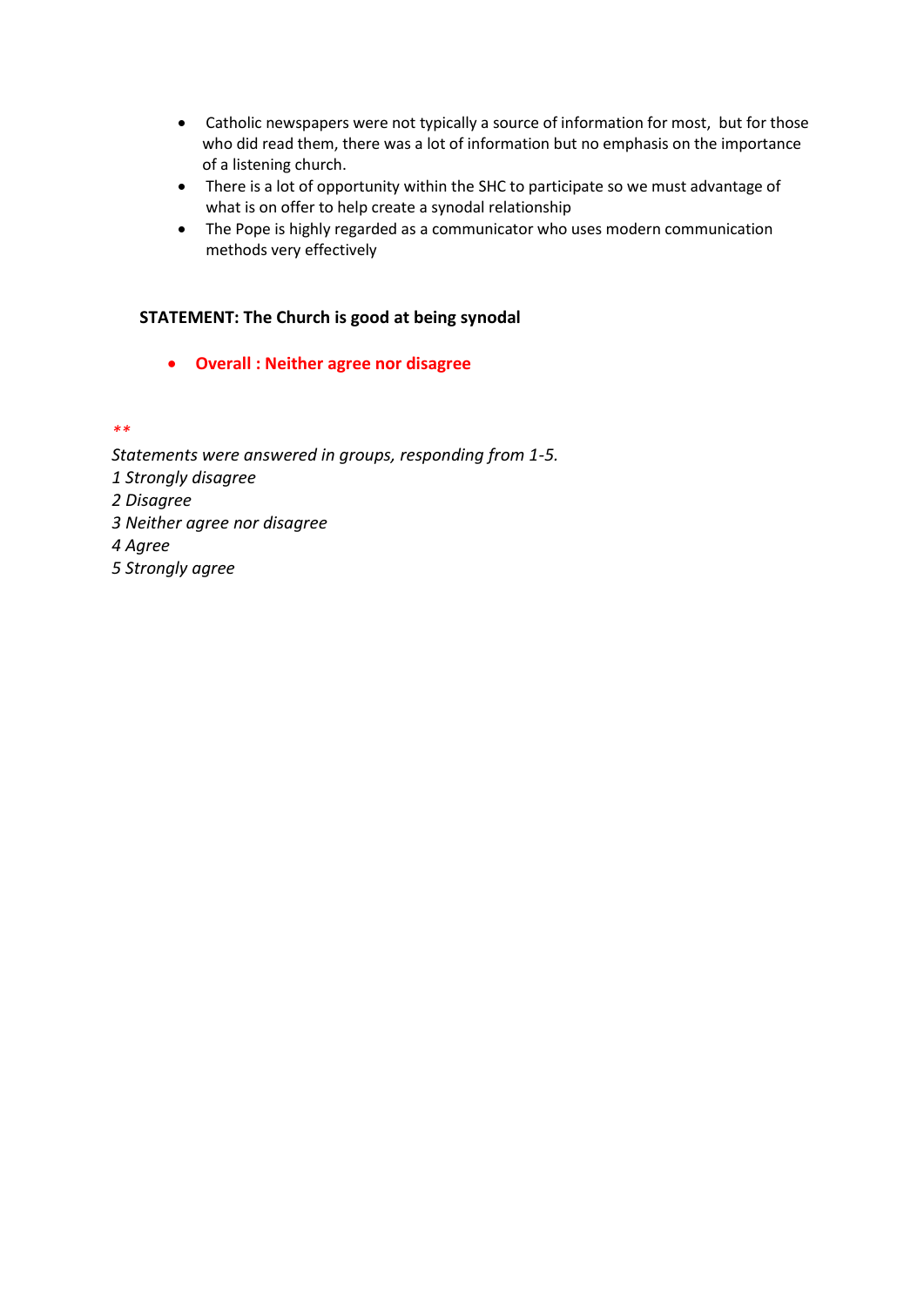- Catholic newspapers were not typically a source of information for most, but for those who did read them, there was a lot of information but no emphasis on the importance of a listening church.
- There is a lot of opportunity within the SHC to participate so we must advantage of what is on offer to help create a synodal relationship
- The Pope is highly regarded as a communicator who uses modern communication methods very effectively

**STATEMENT: The Church is good at being synodal**

- **Overall : Neither agree nor disagree**

*\*\**

*Statements were answered in groups, responding from 1-5.*
*1 Strongly disagree*
*2 Disagree*
*3 Neither agree nor disagree*
*4 Agree*
*5 Strongly agree*